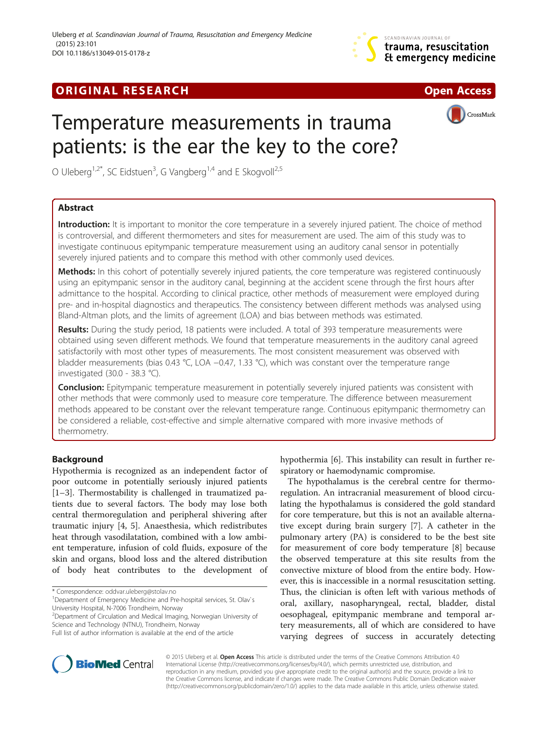ORIGINAL RESEARCH

Open Access

# Temperature measurements in trauma patients: is the ear the key to the core?

O Uleberg[1,2*], SC Eidstuen[3], G Vangberg[1,4] and E Skogvoll[2,5]

## Abstract

**Introduction:** It is important to monitor the core temperature in a severely injured patient. The choice of method is controversial, and different thermometers and sites for measurement are used. The aim of this study was to investigate continuous epitympanic temperature measurement using an auditory canal sensor in potentially severely injured patients and to compare this method with other commonly used devices.

**Methods:** In this cohort of potentially severely injured patients, the core temperature was registered continuously using an epitympanic sensor in the auditory canal, beginning at the accident scene through the first hours after admittance to the hospital. According to clinical practice, other methods of measurement were employed during pre- and in-hospital diagnostics and therapeutics. The consistency between different methods was analysed using Bland-Altman plots, and the limits of agreement (LOA) and bias between methods was estimated.

**Results:** During the study period, 18 patients were included. A total of 393 temperature measurements were obtained using seven different methods. We found that temperature measurements in the auditory canal agreed satisfactorily with most other types of measurements. The most consistent measurement was observed with bladder measurements (bias 0.43 °C, LOA −0.47, 1.33 °C), which was constant over the temperature range investigated (30.0 - 38.3 °C).

**Conclusion:** Epitympanic temperature measurement in potentially severely injured patients was consistent with other methods that were commonly used to measure core temperature. The difference between measurement methods appeared to be constant over the relevant temperature range. Continuous epitympanic thermometry can be considered a reliable, cost-effective and simple alternative compared with more invasive methods of thermometry.

## Background

Hypothermia is recognized as an independent factor of poor outcome in potentially seriously injured patients [1–3]. Thermostability is challenged in traumatized patients due to several factors. The body may lose both central thermoregulation and peripheral shivering after traumatic injury [4, 5]. Anaesthesia, which redistributes heat through vasodilatation, combined with a low ambient temperature, infusion of cold fluids, exposure of the skin and organs, blood loss and the altered distribution of body heat contributes to the development of hypothermia [6]. This instability can result in further respiratory or haemodynamic compromise.

The hypothalamus is the cerebral centre for thermoregulation. An intracranial measurement of blood circulating the hypothalamus is considered the gold standard for core temperature, but this is not an available alternative except during brain surgery [7]. A catheter in the pulmonary artery (PA) is considered to be the best site for measurement of core body temperature [8] because the observed temperature at this site results from the convective mixture of blood from the entire body. However, this is inaccessible in a normal resuscitation setting. Thus, the clinician is often left with various methods of oral, axillary, nasopharyngeal, rectal, bladder, distal oesophageal, epitympanic membrane and temporal artery measurements, all of which are considered to have varying degrees of success in accurately detecting

\* Correspondence: oddvar.uleberg@stolav.no
[1]Department of Emergency Medicine and Pre-hospital services, St. Olav`s University Hospital, N-7006 Trondheim, Norway
[2]Department of Circulation and Medical Imaging, Norwegian University of Science and Technology (NTNU), Trondheim, Norway
Full list of author information is available at the end of the article

© 2015 Uleberg et al. **Open Access** This article is distributed under the terms of the Creative Commons Attribution 4.0 International License (http://creativecommons.org/licenses/by/4.0/), which permits unrestricted use, distribution, and reproduction in any medium, provided you give appropriate credit to the original author(s) and the source, provide a link to the Creative Commons license, and indicate if changes were made. The Creative Commons Public Domain Dedication waiver (http://creativecommons.org/publicdomain/zero/1.0/) applies to the data made available in this article, unless otherwise stated.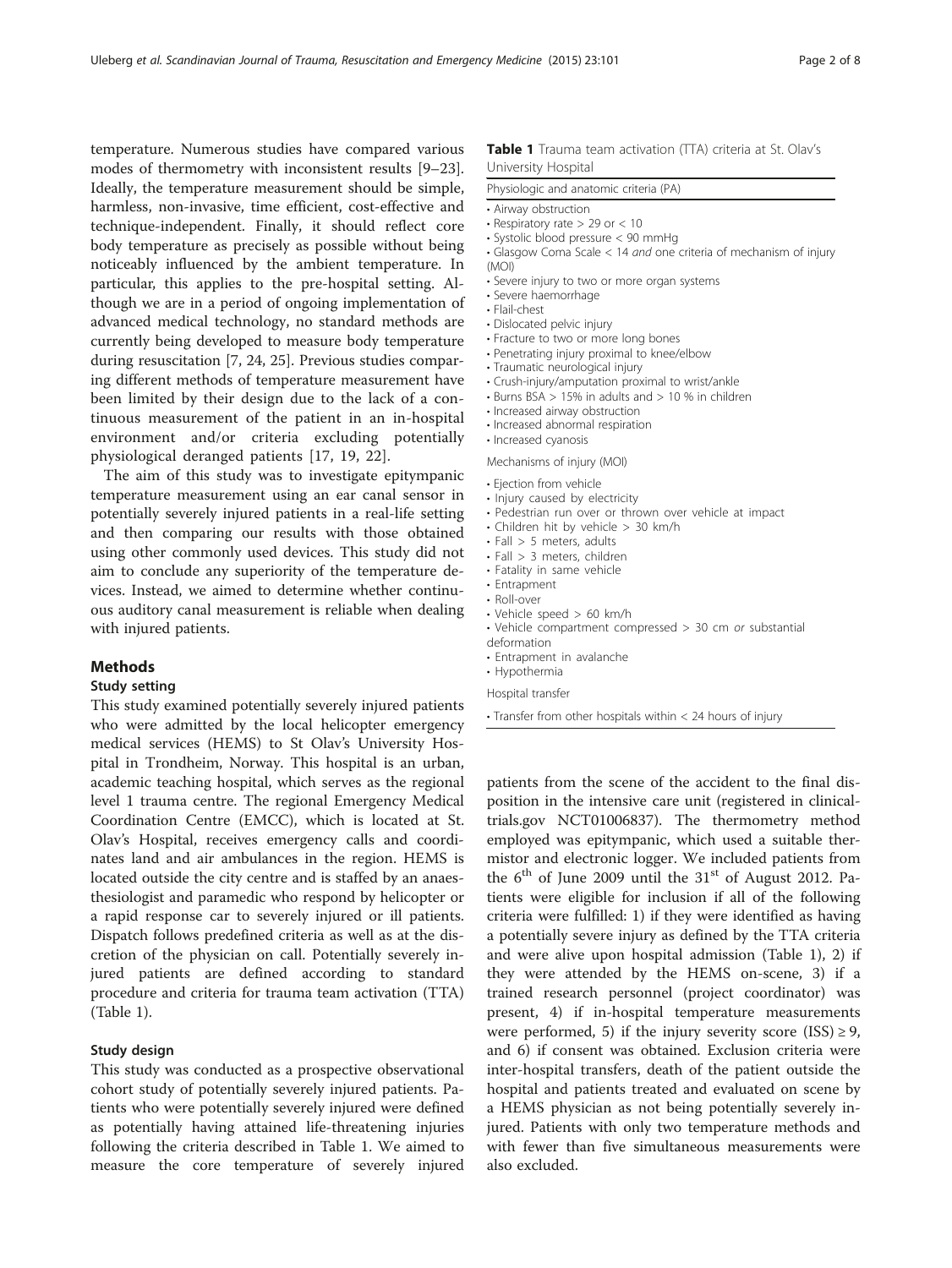temperature. Numerous studies have compared various modes of thermometry with inconsistent results [9–23]. Ideally, the temperature measurement should be simple, harmless, non-invasive, time efficient, cost-effective and technique-independent. Finally, it should reflect core body temperature as precisely as possible without being noticeably influenced by the ambient temperature. In particular, this applies to the pre-hospital setting. Although we are in a period of ongoing implementation of advanced medical technology, no standard methods are currently being developed to measure body temperature during resuscitation [7, 24, 25]. Previous studies comparing different methods of temperature measurement have been limited by their design due to the lack of a continuous measurement of the patient in an in-hospital environment and/or criteria excluding potentially physiological deranged patients [17, 19, 22].

The aim of this study was to investigate epitympanic temperature measurement using an ear canal sensor in potentially severely injured patients in a real-life setting and then comparing our results with those obtained using other commonly used devices. This study did not aim to conclude any superiority of the temperature devices. Instead, we aimed to determine whether continuous auditory canal measurement is reliable when dealing with injured patients.

## Methods

### Study setting

This study examined potentially severely injured patients who were admitted by the local helicopter emergency medical services (HEMS) to St Olav's University Hospital in Trondheim, Norway. This hospital is an urban, academic teaching hospital, which serves as the regional level 1 trauma centre. The regional Emergency Medical Coordination Centre (EMCC), which is located at St. Olav's Hospital, receives emergency calls and coordinates land and air ambulances in the region. HEMS is located outside the city centre and is staffed by an anaesthesiologist and paramedic who respond by helicopter or a rapid response car to severely injured or ill patients. Dispatch follows predefined criteria as well as at the discretion of the physician on call. Potentially severely injured patients are defined according to standard procedure and criteria for trauma team activation (TTA) (Table 1).

### Study design

This study was conducted as a prospective observational cohort study of potentially severely injured patients. Patients who were potentially severely injured were defined as potentially having attained life-threatening injuries following the criteria described in Table 1. We aimed to measure the core temperature of severely injured patients from the scene of the accident to the final disposition in the intensive care unit (registered in clinicaltrials.gov NCT01006837). The thermometry method employed was epitympanic, which used a suitable thermistor and electronic logger. We included patients from the 6th of June 2009 until the 31st of August 2012. Patients were eligible for inclusion if all of the following criteria were fulfilled: 1) if they were identified as having a potentially severe injury as defined by the TTA criteria and were alive upon hospital admission (Table 1), 2) if they were attended by the HEMS on-scene, 3) if a trained research personnel (project coordinator) was present, 4) if in-hospital temperature measurements were performed, 5) if the injury severity score (ISS) ≥ 9, and 6) if consent was obtained. Exclusion criteria were inter-hospital transfers, death of the patient outside the hospital and patients treated and evaluated on scene by a HEMS physician as not being potentially severely injured. Patients with only two temperature methods and with fewer than five simultaneous measurements were also excluded.

**Table 1** Trauma team activation (TTA) criteria at St. Olav's University Hospital

| Physiologic and anatomic criteria (PA) |
|---|
| • Airway obstruction<br>• Respiratory rate > 29 or < 10<br>• Systolic blood pressure < 90 mmHg<br>• Glasgow Coma Scale < 14 *and* one criteria of mechanism of injury (MOI)<br>• Severe injury to two or more organ systems<br>• Severe haemorrhage<br>• Flail-chest<br>• Dislocated pelvic injury<br>• Fracture to two or more long bones<br>• Penetrating injury proximal to knee/elbow<br>• Traumatic neurological injury<br>• Crush-injury/amputation proximal to wrist/ankle<br>• Burns BSA > 15% in adults and > 10 % in children<br>• Increased airway obstruction<br>• Increased abnormal respiration<br>• Increased cyanosis |
| Mechanisms of injury (MOI) |
| • Ejection from vehicle<br>• Injury caused by electricity<br>• Pedestrian run over or thrown over vehicle at impact<br>• Children hit by vehicle > 30 km/h<br>• Fall > 5 meters, adults<br>• Fall > 3 meters, children<br>• Fatality in same vehicle<br>• Entrapment<br>• Roll-over<br>• Vehicle speed > 60 km/h<br>• Vehicle compartment compressed > 30 cm *or* substantial deformation<br>• Entrapment in avalanche<br>• Hypothermia |
| Hospital transfer |
| • Transfer from other hospitals within < 24 hours of injury |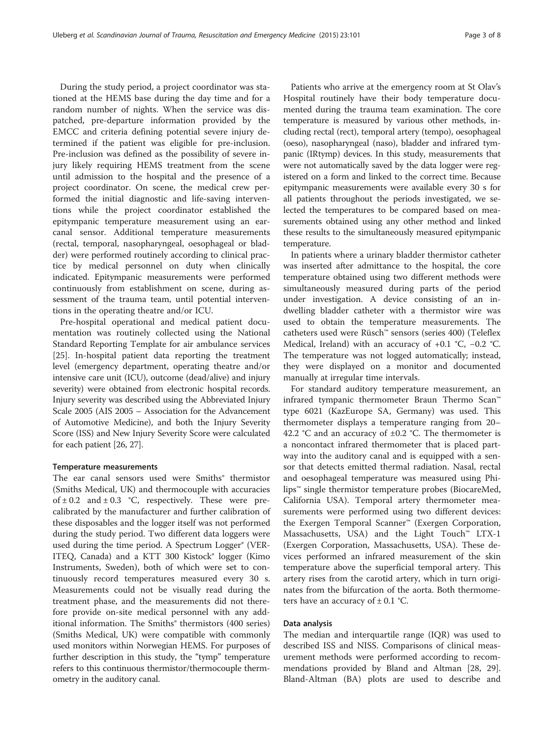During the study period, a project coordinator was stationed at the HEMS base during the day time and for a random number of nights. When the service was dispatched, pre-departure information provided by the EMCC and criteria defining potential severe injury determined if the patient was eligible for pre-inclusion. Pre-inclusion was defined as the possibility of severe injury likely requiring HEMS treatment from the scene until admission to the hospital and the presence of a project coordinator. On scene, the medical crew performed the initial diagnostic and life-saving interventions while the project coordinator established the epitympanic temperature measurement using an ear-canal sensor. Additional temperature measurements (rectal, temporal, nasopharyngeal, oesophageal or bladder) were performed routinely according to clinical practice by medical personnel on duty when clinically indicated. Epitympanic measurements were performed continuously from establishment on scene, during assessment of the trauma team, until potential interventions in the operating theatre and/or ICU.

Pre-hospital operational and medical patient documentation was routinely collected using the National Standard Reporting Template for air ambulance services [25]. In-hospital patient data reporting the treatment level (emergency department, operating theatre and/or intensive care unit (ICU), outcome (dead/alive) and injury severity) were obtained from electronic hospital records. Injury severity was described using the Abbreviated Injury Scale 2005 (AIS 2005 – Association for the Advancement of Automotive Medicine), and both the Injury Severity Score (ISS) and New Injury Severity Score were calculated for each patient [26, 27].

### Temperature measurements

The ear canal sensors used were Smiths® thermistor (Smiths Medical, UK) and thermocouple with accuracies of ± 0.2 and ± 0.3 °C, respectively. These were pre-calibrated by the manufacturer and further calibration of these disposables and the logger itself was not performed during the study period. Two different data loggers were used during the time period. A Spectrum Logger® (VERITEQ, Canada) and a KTT 300 Kistock® logger (Kimo Instruments, Sweden), both of which were set to continuously record temperatures measured every 30 s. Measurements could not be visually read during the treatment phase, and the measurements did not therefore provide on-site medical personnel with any additional information. The Smiths® thermistors (400 series) (Smiths Medical, UK) were compatible with commonly used monitors within Norwegian HEMS. For purposes of further description in this study, the "tymp" temperature refers to this continuous thermistor/thermocouple thermometry in the auditory canal.

Patients who arrive at the emergency room at St Olav's Hospital routinely have their body temperature documented during the trauma team examination. The core temperature is measured by various other methods, including rectal (rect), temporal artery (tempo), oesophageal (oeso), nasopharyngeal (naso), bladder and infrared tympanic (IRtymp) devices. In this study, measurements that were not automatically saved by the data logger were registered on a form and linked to the correct time. Because epitympanic measurements were available every 30 s for all patients throughout the periods investigated, we selected the temperatures to be compared based on measurements obtained using any other method and linked these results to the simultaneously measured epitympanic temperature.

In patients where a urinary bladder thermistor catheter was inserted after admittance to the hospital, the core temperature obtained using two different methods were simultaneously measured during parts of the period under investigation. A device consisting of an indwelling bladder catheter with a thermistor wire was used to obtain the temperature measurements. The catheters used were Rüsch™ sensors (series 400) (Teleflex Medical, Ireland) with an accuracy of +0.1 °C, −0.2 °C. The temperature was not logged automatically; instead, they were displayed on a monitor and documented manually at irregular time intervals.

For standard auditory temperature measurement, an infrared tympanic thermometer Braun Thermo Scan™ type 6021 (KazEurope SA, Germany) was used. This thermometer displays a temperature ranging from 20–42.2 °C and an accuracy of ±0.2 °C. The thermometer is a noncontact infrared thermometer that is placed partway into the auditory canal and is equipped with a sensor that detects emitted thermal radiation. Nasal, rectal and oesophageal temperature was measured using Philips™ single thermistor temperature probes (BiocareMed, California USA). Temporal artery thermometer measurements were performed using two different devices: the Exergen Temporal Scanner™ (Exergen Corporation, Massachusetts, USA) and the Light Touch™ LTX-1 (Exergen Corporation, Massachusetts, USA). These devices performed an infrared measurement of the skin temperature above the superficial temporal artery. This artery rises from the carotid artery, which in turn originates from the bifurcation of the aorta. Both thermometers have an accuracy of ± 0.1 °C.

### Data analysis

The median and interquartile range (IQR) was used to described ISS and NISS. Comparisons of clinical measurement methods were performed according to recommendations provided by Bland and Altman [28, 29]. Bland-Altman (BA) plots are used to describe and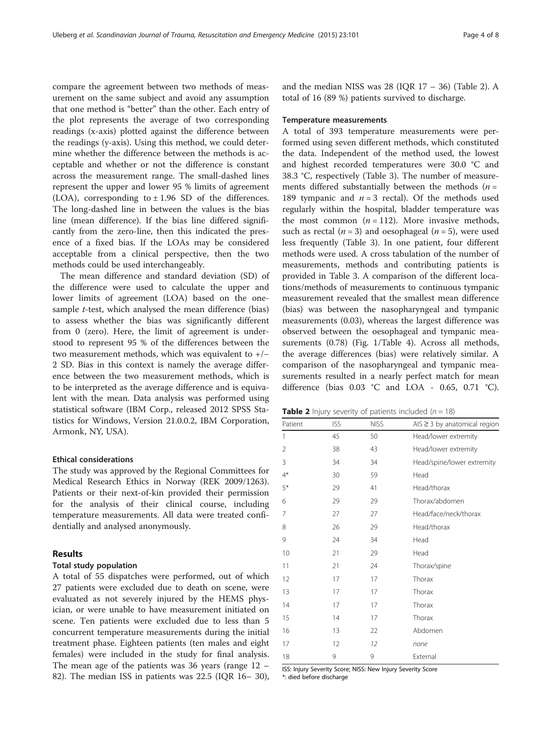compare the agreement between two methods of measurement on the same subject and avoid any assumption that one method is "better" than the other. Each entry of the plot represents the average of two corresponding readings (x-axis) plotted against the difference between the readings (y-axis). Using this method, we could determine whether the difference between the methods is acceptable and whether or not the difference is constant across the measurement range. The small-dashed lines represent the upper and lower 95 % limits of agreement (LOA), corresponding to ± 1.96 SD of the differences. The long-dashed line in between the values is the bias line (mean difference). If the bias line differed significantly from the zero-line, then this indicated the presence of a fixed bias. If the LOAs may be considered acceptable from a clinical perspective, then the two methods could be used interchangeably.

The mean difference and standard deviation (SD) of the difference were used to calculate the upper and lower limits of agreement (LOA) based on the one-sample *t*-test, which analysed the mean difference (bias) to assess whether the bias was significantly different from 0 (zero). Here, the limit of agreement is understood to represent 95 % of the differences between the two measurement methods, which was equivalent to +/− 2 SD. Bias in this context is namely the average difference between the two measurement methods, which is to be interpreted as the average difference and is equivalent with the mean. Data analysis was performed using statistical software (IBM Corp., released 2012 SPSS Statistics for Windows, Version 21.0.0.2, IBM Corporation, Armonk, NY, USA).

### Ethical considerations

The study was approved by the Regional Committees for Medical Research Ethics in Norway (REK 2009/1263). Patients or their next-of-kin provided their permission for the analysis of their clinical course, including temperature measurements. All data were treated confidentially and analysed anonymously.

## Results

### Total study population

A total of 55 dispatches were performed, out of which 27 patients were excluded due to death on scene, were evaluated as not severely injured by the HEMS physician, or were unable to have measurement initiated on scene. Ten patients were excluded due to less than 5 concurrent temperature measurements during the initial treatment phase. Eighteen patients (ten males and eight females) were included in the study for final analysis. The mean age of the patients was 36 years (range 12 – 82). The median ISS in patients was 22.5 (IQR 16– 30), and the median NISS was 28 (IQR 17 – 36) (Table 2). A total of 16 (89 %) patients survived to discharge.

### Temperature measurements

A total of 393 temperature measurements were performed using seven different methods, which constituted the data. Independent of the method used, the lowest and highest recorded temperatures were 30.0 °C and 38.3 °C, respectively (Table 3). The number of measurements differed substantially between the methods ($n$ = 189 tympanic and $n$ = 3 rectal). Of the methods used regularly within the hospital, bladder temperature was the most common ($n$ = 112). More invasive methods, such as rectal ($n$ = 3) and oesophageal ($n$ = 5), were used less frequently (Table 3). In one patient, four different methods were used. A cross tabulation of the number of measurements, methods and contributing patients is provided in Table 3. A comparison of the different locations/methods of measurements to continuous tympanic measurement revealed that the smallest mean difference (bias) was between the nasopharyngeal and tympanic measurements (0.03), whereas the largest difference was observed between the oesophageal and tympanic measurements (0.78) (Fig. 1/Table 4). Across all methods, the average differences (bias) were relatively similar. A comparison of the nasopharyngeal and tympanic measurements resulted in a nearly perfect match for mean difference (bias 0.03 °C and LOA - 0.65, 0.71 °C).

**Table 2** Injury severity of patients included ($n$ = 18)

| Patient | ISS | NISS | AIS ≥ 3 by anatomical region |
|---|---|---|---|
| 1 | 45 | 50 | Head/lower extremity |
| 2 | 38 | 43 | Head/lower extremity |
| 3 | 34 | 34 | Head/spine/lower extremity |
| 4* | 30 | 59 | Head |
| 5* | 29 | 41 | Head/thorax |
| 6 | 29 | 29 | Thorax/abdomen |
| 7 | 27 | 27 | Head/face/neck/thorax |
| 8 | 26 | 29 | Head/thorax |
| 9 | 24 | 34 | Head |
| 10 | 21 | 29 | Head |
| 11 | 21 | 24 | Thorax/spine |
| 12 | 17 | 17 | Thorax |
| 13 | 17 | 17 | Thorax |
| 14 | 17 | 17 | Thorax |
| 15 | 14 | 17 | Thorax |
| 16 | 13 | 22 | Abdomen |
| 17 | 12 | *12* | *none* |
| 18 | 9 | 9 | External |

ISS: Injury Severity Score; NISS: New Injury Severity Score
*: died before discharge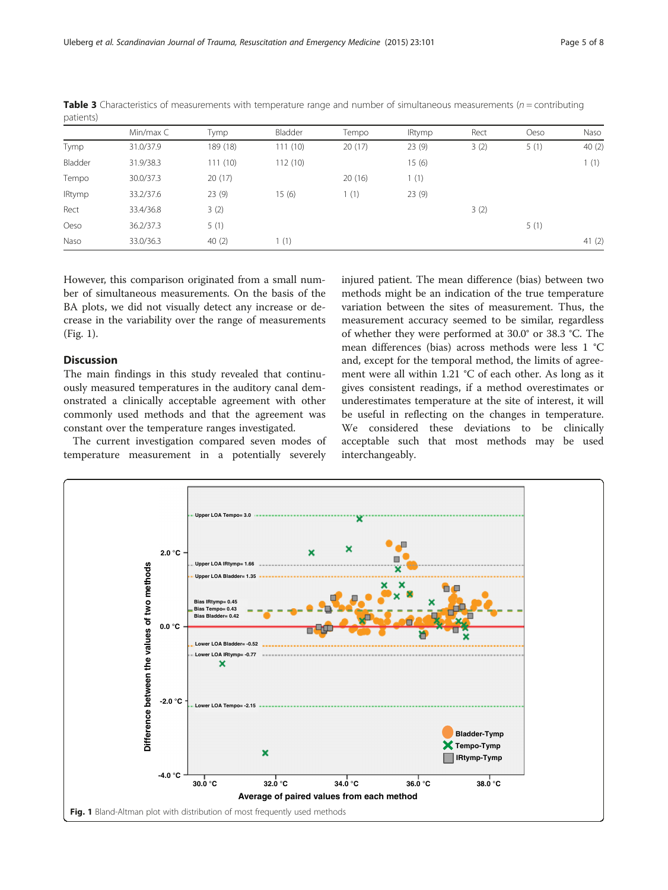**Table 3** Characteristics of measurements with temperature range and number of simultaneous measurements (n = contributing patients)

| | Min/max C | Tymp | Bladder | Tempo | IRtymp | Rect | Oeso | Naso |
|---|---|---|---|---|---|---|---|---|
| Tymp | 31.0/37.9 | 189 (18) | 111 (10) | 20 (17) | 23 (9) | 3 (2) | 5 (1) | 40 (2) |
| Bladder | 31.9/38.3 | 111 (10) | 112 (10) | | 15 (6) | | | 1 (1) |
| Tempo | 30.0/37.3 | 20 (17) | | 20 (16) | 1 (1) | | | |
| IRtymp | 33.2/37.6 | 23 (9) | 15 (6) | 1 (1) | 23 (9) | | | |
| Rect | 33.4/36.8 | 3 (2) | | | | 3 (2) | | |
| Oeso | 36.2/37.3 | 5 (1) | | | | | 5 (1) | |
| Naso | 33.0/36.3 | 40 (2) | 1 (1) | | | | | 41 (2) |

However, this comparison originated from a small number of simultaneous measurements. On the basis of the BA plots, we did not visually detect any increase or decrease in the variability over the range of measurements (Fig. 1).

## Discussion

The main findings in this study revealed that continuously measured temperatures in the auditory canal demonstrated a clinically acceptable agreement with other commonly used methods and that the agreement was constant over the temperature ranges investigated.

The current investigation compared seven modes of temperature measurement in a potentially severely injured patient. The mean difference (bias) between two methods might be an indication of the true temperature variation between the sites of measurement. Thus, the measurement accuracy seemed to be similar, regardless of whether they were performed at 30.0° or 38.3 °C. The mean differences (bias) across methods were less 1 °C and, except for the temporal method, the limits of agreement were all within 1.21 °C of each other. As long as it gives consistent readings, if a method overestimates or underestimates temperature at the site of interest, it will be useful in reflecting on the changes in temperature. We considered these deviations to be clinically acceptable such that most methods may be used interchangeably.

**Fig. 1** Bland-Altman plot with distribution of most frequently used methods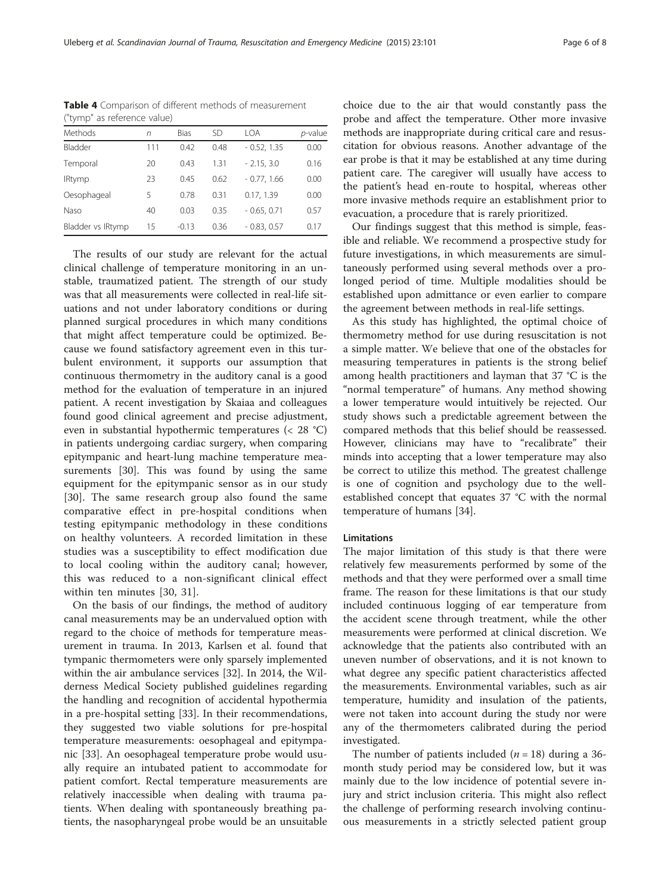**Table 4** Comparison of different methods of measurement ("tymp" as reference value)

| Methods | *n* | Bias | SD | LOA | *p*-value |
|---|---|---|---|---|---|
| Bladder | 111 | 0.42 | 0.48 | - 0.52, 1.35 | 0.00 |
| Temporal | 20 | 0.43 | 1.31 | - 2.15, 3.0 | 0.16 |
| IRtymp | 23 | 0.45 | 0.62 | - 0.77, 1.66 | 0.00 |
| Oesophageal | 5 | 0.78 | 0.31 | 0.17, 1.39 | 0.00 |
| Naso | 40 | 0.03 | 0.35 | - 0.65, 0.71 | 0.57 |
| Bladder vs IRtymp | 15 | -0.13 | 0.36 | - 0.83, 0.57 | 0.17 |

The results of our study are relevant for the actual clinical challenge of temperature monitoring in an unstable, traumatized patient. The strength of our study was that all measurements were collected in real-life situations and not under laboratory conditions or during planned surgical procedures in which many conditions that might affect temperature could be optimized. Because we found satisfactory agreement even in this turbulent environment, it supports our assumption that continuous thermometry in the auditory canal is a good method for the evaluation of temperature in an injured patient. A recent investigation by Skaiaa and colleagues found good clinical agreement and precise adjustment, even in substantial hypothermic temperatures (< 28 °C) in patients undergoing cardiac surgery, when comparing epitympanic and heart-lung machine temperature measurements [30]. This was found by using the same equipment for the epitympanic sensor as in our study [30]. The same research group also found the same comparative effect in pre-hospital conditions when testing epitympanic methodology in these conditions on healthy volunteers. A recorded limitation in these studies was a susceptibility to effect modification due to local cooling within the auditory canal; however, this was reduced to a non-significant clinical effect within ten minutes [30, 31].

On the basis of our findings, the method of auditory canal measurements may be an undervalued option with regard to the choice of methods for temperature measurement in trauma. In 2013, Karlsen et al. found that tympanic thermometers were only sparsely implemented within the air ambulance services [32]. In 2014, the Wilderness Medical Society published guidelines regarding the handling and recognition of accidental hypothermia in a pre-hospital setting [33]. In their recommendations, they suggested two viable solutions for pre-hospital temperature measurements: oesophageal and epitympanic [33]. An oesophageal temperature probe would usually require an intubated patient to accommodate for patient comfort. Rectal temperature measurements are relatively inaccessible when dealing with trauma patients. When dealing with spontaneously breathing patients, the nasopharyngeal probe would be an unsuitable choice due to the air that would constantly pass the probe and affect the temperature. Other more invasive methods are inappropriate during critical care and resuscitation for obvious reasons. Another advantage of the ear probe is that it may be established at any time during patient care. The caregiver will usually have access to the patient's head en-route to hospital, whereas other more invasive methods require an establishment prior to evacuation, a procedure that is rarely prioritized.

Our findings suggest that this method is simple, feasible and reliable. We recommend a prospective study for future investigations, in which measurements are simultaneously performed using several methods over a prolonged period of time. Multiple modalities should be established upon admittance or even earlier to compare the agreement between methods in real-life settings.

As this study has highlighted, the optimal choice of thermometry method for use during resuscitation is not a simple matter. We believe that one of the obstacles for measuring temperatures in patients is the strong belief among health practitioners and layman that 37 °C is the "normal temperature" of humans. Any method showing a lower temperature would intuitively be rejected. Our study shows such a predictable agreement between the compared methods that this belief should be reassessed. However, clinicians may have to "recalibrate" their minds into accepting that a lower temperature may also be correct to utilize this method. The greatest challenge is one of cognition and psychology due to the well-established concept that equates 37 °C with the normal temperature of humans [34].

#### Limitations

The major limitation of this study is that there were relatively few measurements performed by some of the methods and that they were performed over a small time frame. The reason for these limitations is that our study included continuous logging of ear temperature from the accident scene through treatment, while the other measurements were performed at clinical discretion. We acknowledge that the patients also contributed with an uneven number of observations, and it is not known to what degree any specific patient characteristics affected the measurements. Environmental variables, such as air temperature, humidity and insulation of the patients, were not taken into account during the study nor were any of the thermometers calibrated during the period investigated.

The number of patients included ($n = 18$) during a 36-month study period may be considered low, but it was mainly due to the low incidence of potential severe injury and strict inclusion criteria. This might also reflect the challenge of performing research involving continuous measurements in a strictly selected patient group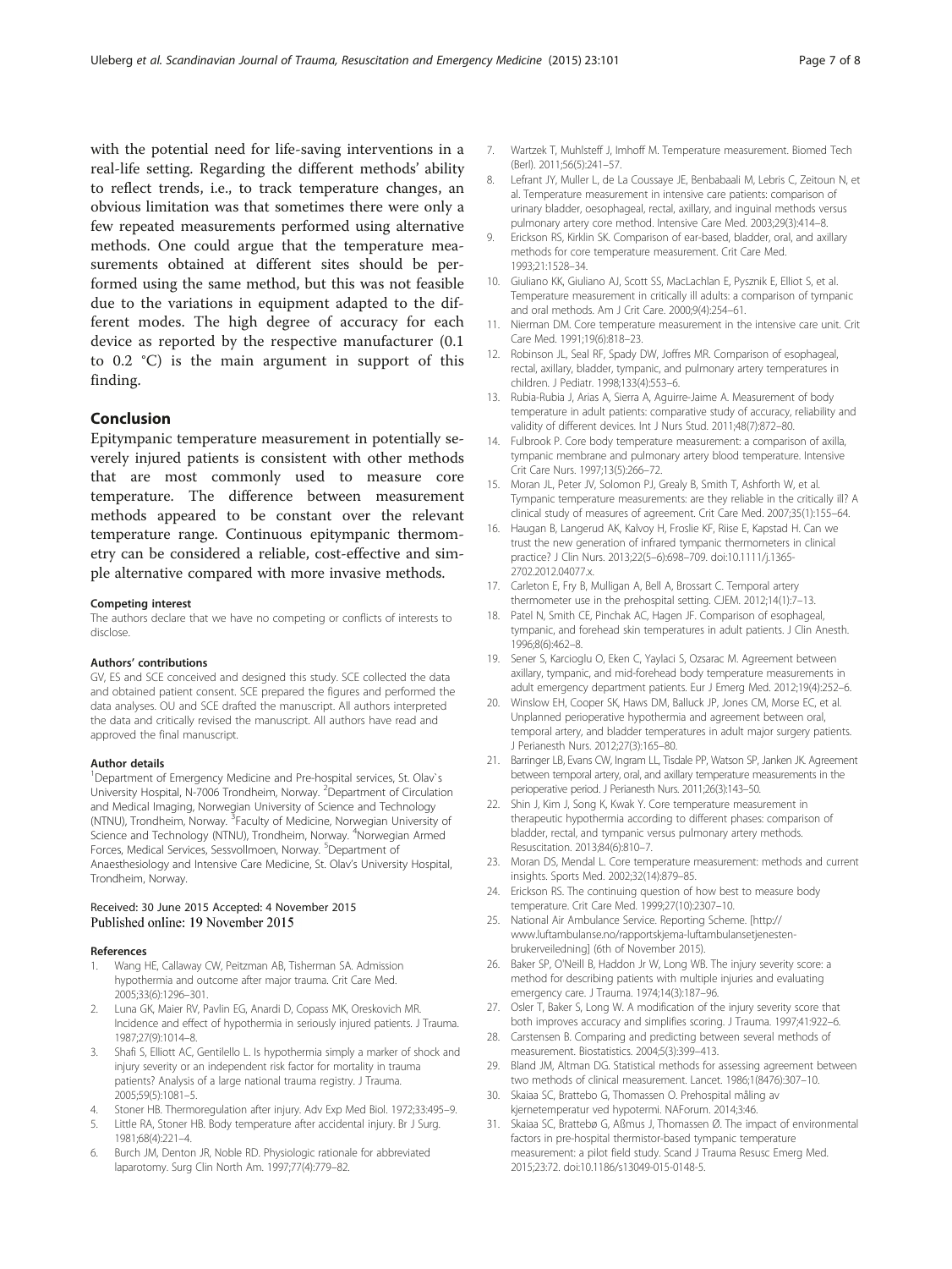with the potential need for life-saving interventions in a real-life setting. Regarding the different methods' ability to reflect trends, i.e., to track temperature changes, an obvious limitation was that sometimes there were only a few repeated measurements performed using alternative methods. One could argue that the temperature measurements obtained at different sites should be performed using the same method, but this was not feasible due to the variations in equipment adapted to the different modes. The high degree of accuracy for each device as reported by the respective manufacturer (0.1 to 0.2 °C) is the main argument in support of this finding.

## Conclusion

Epitympanic temperature measurement in potentially severely injured patients is consistent with other methods that are most commonly used to measure core temperature. The difference between measurement methods appeared to be constant over the relevant temperature range. Continuous epitympanic thermometry can be considered a reliable, cost-effective and simple alternative compared with more invasive methods.

#### Competing interest

The authors declare that we have no competing or conflicts of interests to disclose.

#### Authors' contributions

GV, ES and SCE conceived and designed this study. SCE collected the data and obtained patient consent. SCE prepared the figures and performed the data analyses. OU and SCE drafted the manuscript. All authors interpreted the data and critically revised the manuscript. All authors have read and approved the final manuscript.

#### Author details

[1]Department of Emergency Medicine and Pre-hospital services, St. Olav`s University Hospital, N-7006 Trondheim, Norway. [2]Department of Circulation and Medical Imaging, Norwegian University of Science and Technology (NTNU), Trondheim, Norway. [3]Faculty of Medicine, Norwegian University of Science and Technology (NTNU), Trondheim, Norway. [4]Norwegian Armed Forces, Medical Services, Sessvollmoen, Norway. [5]Department of Anaesthesiology and Intensive Care Medicine, St. Olav's University Hospital, Trondheim, Norway.

Received: 30 June 2015 Accepted: 4 November 2015
Published online: 19 November 2015

#### References

1. Wang HE, Callaway CW, Peitzman AB, Tisherman SA. Admission hypothermia and outcome after major trauma. Crit Care Med. 2005;33(6):1296–301.
2. Luna GK, Maier RV, Pavlin EG, Anardi D, Copass MK, Oreskovich MR. Incidence and effect of hypothermia in seriously injured patients. J Trauma. 1987;27(9):1014–8.
3. Shafi S, Elliott AC, Gentilello L. Is hypothermia simply a marker of shock and injury severity or an independent risk factor for mortality in trauma patients? Analysis of a large national trauma registry. J Trauma. 2005;59(5):1081–5.
4. Stoner HB. Thermoregulation after injury. Adv Exp Med Biol. 1972;33:495–9.
5. Little RA, Stoner HB. Body temperature after accidental injury. Br J Surg. 1981;68(4):221–4.
6. Burch JM, Denton JR, Noble RD. Physiologic rationale for abbreviated laparotomy. Surg Clin North Am. 1997;77(4):779–82.
7. Wartzek T, Muhlsteff J, Imhoff M. Temperature measurement. Biomed Tech (Berl). 2011;56(5):241–57.
8. Lefrant JY, Muller L, de La Coussaye JE, Benbabaali M, Lebris C, Zeitoun N, et al. Temperature measurement in intensive care patients: comparison of urinary bladder, oesophageal, rectal, axillary, and inguinal methods versus pulmonary artery core method. Intensive Care Med. 2003;29(3):414–8.
9. Erickson RS, Kirklin SK. Comparison of ear-based, bladder, oral, and axillary methods for core temperature measurement. Crit Care Med. 1993;21:1528–34.
10. Giuliano KK, Giuliano AJ, Scott SS, MacLachlan E, Pysznik E, Elliot S, et al. Temperature measurement in critically ill adults: a comparison of tympanic and oral methods. Am J Crit Care. 2000;9(4):254–61.
11. Nierman DM. Core temperature measurement in the intensive care unit. Crit Care Med. 1991;19(6):818–23.
12. Robinson JL, Seal RF, Spady DW, Joffres MR. Comparison of esophageal, rectal, axillary, bladder, tympanic, and pulmonary artery temperatures in children. J Pediatr. 1998;133(4):553–6.
13. Rubia-Rubia J, Arias A, Sierra A, Aguirre-Jaime A. Measurement of body temperature in adult patients: comparative study of accuracy, reliability and validity of different devices. Int J Nurs Stud. 2011;48(7):872–80.
14. Fulbrook P. Core body temperature measurement: a comparison of axilla, tympanic membrane and pulmonary artery blood temperature. Intensive Crit Care Nurs. 1997;13(5):266–72.
15. Moran JL, Peter JV, Solomon PJ, Grealy B, Smith T, Ashforth W, et al. Tympanic temperature measurements: are they reliable in the critically ill? A clinical study of measures of agreement. Crit Care Med. 2007;35(1):155–64.
16. Haugan B, Langerud AK, Kalvoy H, Froslie KF, Riise E, Kapstad H. Can we trust the new generation of infrared tympanic thermometers in clinical practice? J Clin Nurs. 2013;22(5–6):698–709. doi:10.1111/j.1365-2702.2012.04077.x.
17. Carleton E, Fry B, Mulligan A, Bell A, Brossart C. Temporal artery thermometer use in the prehospital setting. CJEM. 2012;14(1):7–13.
18. Patel N, Smith CE, Pinchak AC, Hagen JF. Comparison of esophageal, tympanic, and forehead skin temperatures in adult patients. J Clin Anesth. 1996;8(6):462–8.
19. Sener S, Karcioglu O, Eken C, Yaylaci S, Ozsarac M. Agreement between axillary, tympanic, and mid-forehead body temperature measurements in adult emergency department patients. Eur J Emerg Med. 2012;19(4):252–6.
20. Winslow EH, Cooper SK, Haws DM, Balluck JP, Jones CM, Morse EC, et al. Unplanned perioperative hypothermia and agreement between oral, temporal artery, and bladder temperatures in adult major surgery patients. J Perianesth Nurs. 2012;27(3):165–80.
21. Barringer LB, Evans CW, Ingram LL, Tisdale PP, Watson SP, Janken JK. Agreement between temporal artery, oral, and axillary temperature measurements in the perioperative period. J Perianesth Nurs. 2011;26(3):143–50.
22. Shin J, Kim J, Song K, Kwak Y. Core temperature measurement in therapeutic hypothermia according to different phases: comparison of bladder, rectal, and tympanic versus pulmonary artery methods. Resuscitation. 2013;84(6):810–7.
23. Moran DS, Mendal L. Core temperature measurement: methods and current insights. Sports Med. 2002;32(14):879–85.
24. Erickson RS. The continuing question of how best to measure body temperature. Crit Care Med. 1999;27(10):2307–10.
25. National Air Ambulance Service. Reporting Scheme. [http://www.luftambulanse.no/rapportskjema-luftambulansetjenesten-brukerveiledning] (6th of November 2015).
26. Baker SP, O'Neill B, Haddon Jr W, Long WB. The injury severity score: a method for describing patients with multiple injuries and evaluating emergency care. J Trauma. 1974;14(3):187–96.
27. Osler T, Baker S, Long W. A modification of the injury severity score that both improves accuracy and simplifies scoring. J Trauma. 1997;41:922–6.
28. Carstensen B. Comparing and predicting between several methods of measurement. Biostatistics. 2004;5(3):399–413.
29. Bland JM, Altman DG. Statistical methods for assessing agreement between two methods of clinical measurement. Lancet. 1986;1(8476):307–10.
30. Skaiaa SC, Brattebo G, Thomassen O. Prehospital måling av kjernetemperatur ved hypotermi. NAForum. 2014;3:46.
31. Skaiaa SC, Brattebø G, Aßmus J, Thomassen Ø. The impact of environmental factors in pre-hospital thermistor-based tympanic temperature measurement: a pilot field study. Scand J Trauma Resusc Emerg Med. 2015;23:72. doi:10.1186/s13049-015-0148-5.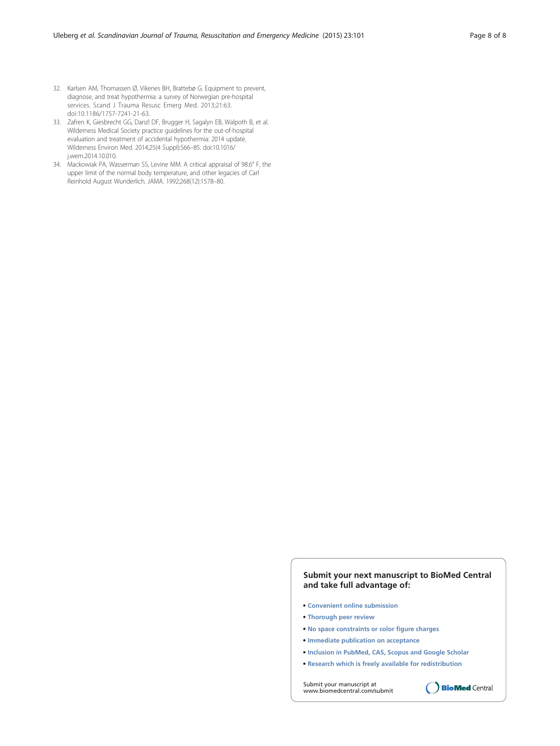32. Karlsen AM, Thomassen Ø, Vikenes BH, Brattebø G. Equipment to prevent, diagnose, and treat hypothermia: a survey of Norwegian pre-hospital services. Scand J Trauma Resusc Emerg Med. 2013;21:63. doi:10.1186/1757-7241-21-63.
33. Zafren K, Giesbrecht GG, Danzl DF, Brugger H, Sagalyn EB, Walpoth B, et al. Wilderness Medical Society practice guidelines for the out-of-hospital evaluation and treatment of accidental hypothermia: 2014 update. Wilderness Environ Med. 2014;25(4 Suppl):S66–85. doi:10.1016/j.wem.2014.10.010.
34. Mackowiak PA, Wasserman SS, Levine MM. A critical appraisal of 98.6° F, the upper limit of the normal body temperature, and other legacies of Carl Reinhold August Wunderlich. JAMA. 1992;268(12):1578–80.

**Submit your next manuscript to BioMed Central and take full advantage of:**

- **Convenient online submission**
- **Thorough peer review**
- **No space constraints or color figure charges**
- **Immediate publication on acceptance**
- **Inclusion in PubMed, CAS, Scopus and Google Scholar**
- **Research which is freely available for redistribution**

Submit your manuscript at www.biomedcentral.com/submit

BioMed Central